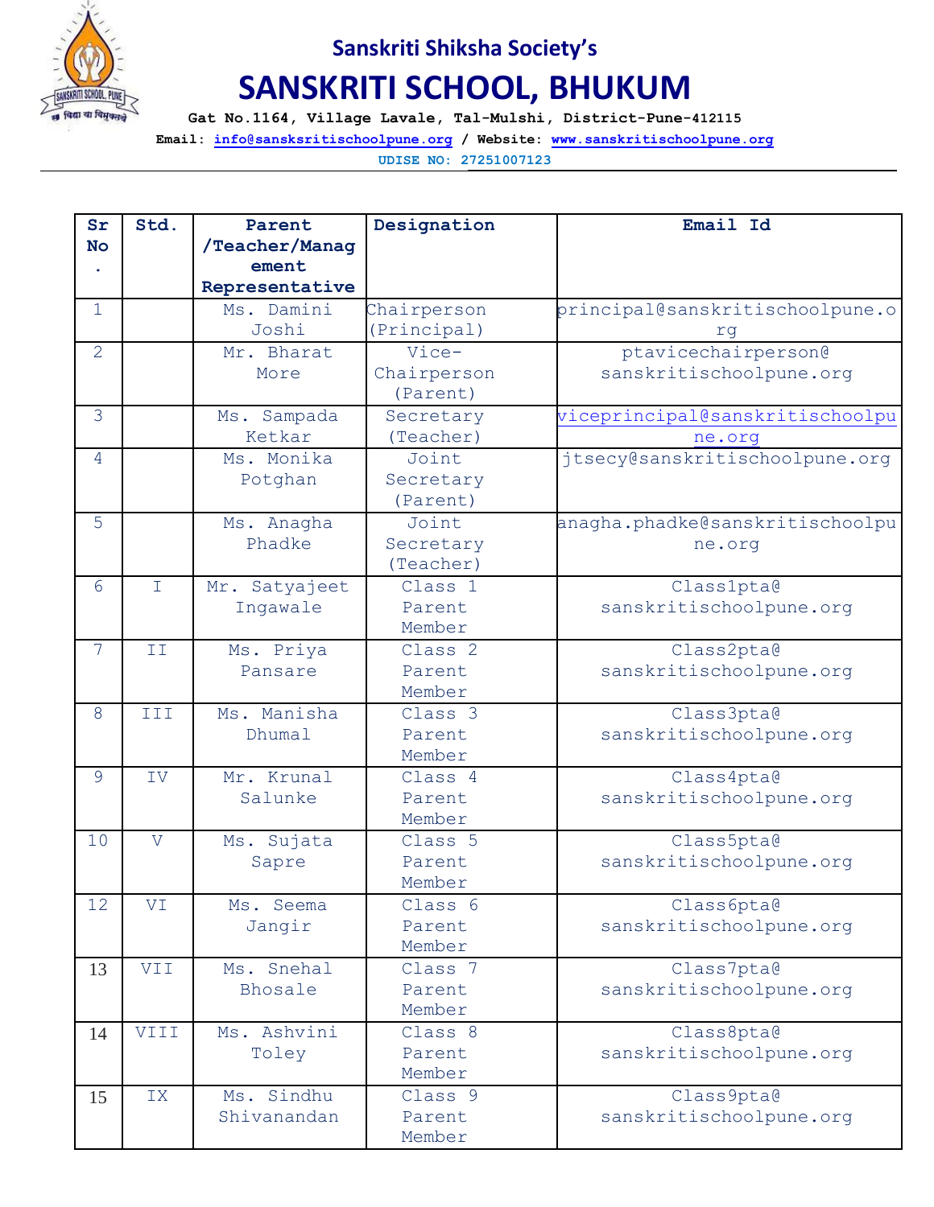## Sanskriti Shiksha Society's

# SANSKRITI SCHOOL, BHUKUM

**Gat No.1164, Village Lavale, Tal-Mulshi, District-Pune-412115**

**Email: info@sansksritischoolpune.org / Website: www.sanskritischoolpune.org**

**UDISE NO: 27251007123**

| Sr No. | Std. | Parent /Teacher/Management Representative | Designation | Email Id |
|---|---|---|---|---|
| 1 | | Ms. Damini Joshi | Chairperson (Principal) | principal@sanskritischoolpune.org |
| 2 | | Mr. Bharat More | Vice-Chairperson (Parent) | ptavicechairperson@sanskritischoolpune.org |
| 3 | | Ms. Sampada Ketkar | Secretary (Teacher) | viceprincipal@sanskritischoolpune.org |
| 4 | | Ms. Monika Potghan | Joint Secretary (Parent) | jtsecy@sanskritischoolpune.org |
| 5 | | Ms. Anagha Phadke | Joint Secretary (Teacher) | anagha.phadke@sanskritischoolpune.org |
| 6 | I | Mr. Satyajeet Ingawale | Class 1 Parent Member | Class1pta@sanskritischoolpune.org |
| 7 | II | Ms. Priya Pansare | Class 2 Parent Member | Class2pta@sanskritischoolpune.org |
| 8 | III | Ms. Manisha Dhumal | Class 3 Parent Member | Class3pta@sanskritischoolpune.org |
| 9 | IV | Mr. Krunal Salunke | Class 4 Parent Member | Class4pta@sanskritischoolpune.org |
| 10 | V | Ms. Sujata Sapre | Class 5 Parent Member | Class5pta@sanskritischoolpune.org |
| 12 | VI | Ms. Seema Jangir | Class 6 Parent Member | Class6pta@sanskritischoolpune.org |
| 13 | VII | Ms. Snehal Bhosale | Class 7 Parent Member | Class7pta@sanskritischoolpune.org |
| 14 | VIII | Ms. Ashvini Toley | Class 8 Parent Member | Class8pta@sanskritischoolpune.org |
| 15 | IX | Ms. Sindhu Shivanandan | Class 9 Parent Member | Class9pta@sanskritischoolpune.org |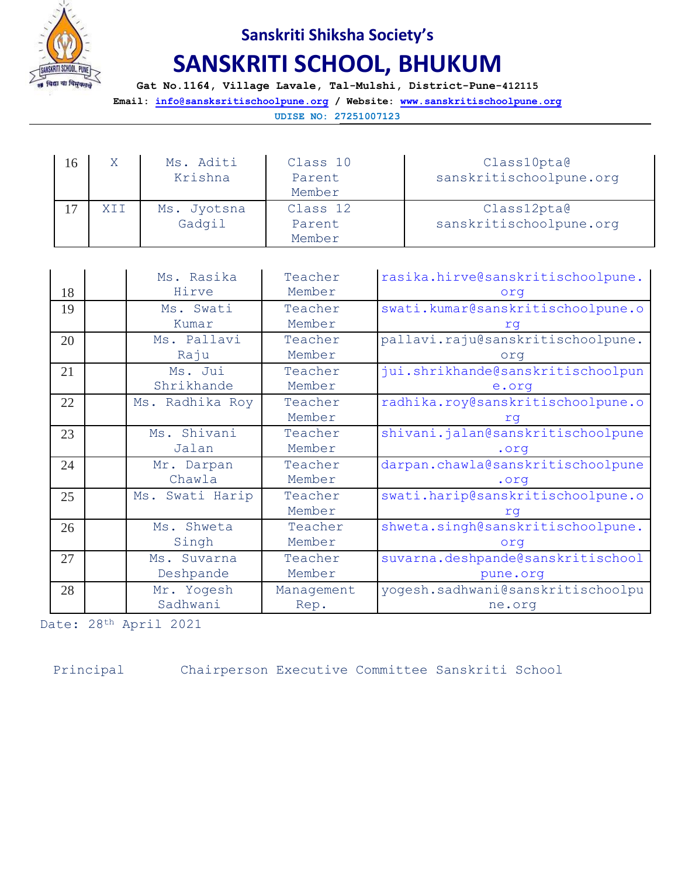## Sanskriti Shiksha Society's

# SANSKRITI SCHOOL, BHUKUM

**Gat No.1164, Village Lavale, Tal-Mulshi, District-Pune-412115**

**Email: info@sansksritischoolpune.org / Website: www.sanskritischoolpune.org**

**UDISE NO: 27251007123**

| | | | | |
|---|---|---|---|---|
| 16 | X | Ms. Aditi Krishna | Class 10 Parent Member | Class10pta@sanskritischoolpune.org |
| 17 | XII | Ms. Jyotsna Gadgil | Class 12 Parent Member | Class12pta@sanskritischoolpune.org |
| 18 | | Ms. Rasika Hirve | Teacher Member | rasika.hirve@sanskritischoolpune.org |
| 19 | | Ms. Swati Kumar | Teacher Member | swati.kumar@sanskritischoolpune.org |
| 20 | | Ms. Pallavi Raju | Teacher Member | pallavi.raju@sanskritischoolpune.org |
| 21 | | Ms. Jui Shrikhande | Teacher Member | jui.shrikhande@sanskritischoolpune.org |
| 22 | | Ms. Radhika Roy | Teacher Member | radhika.roy@sanskritischoolpune.org |
| 23 | | Ms. Shivani Jalan | Teacher Member | shivani.jalan@sanskritischoolpune.org |
| 24 | | Mr. Darpan Chawla | Teacher Member | darpan.chawla@sanskritischoolpune.org |
| 25 | | Ms. Swati Harip | Teacher Member | swati.harip@sanskritischoolpune.org |
| 26 | | Ms. Shweta Singh | Teacher Member | shweta.singh@sanskritischoolpune.org |
| 27 | | Ms. Suvarna Deshpande | Teacher Member | suvarna.deshpande@sanskritischoolpune.org |
| 28 | | Mr. Yogesh Sadhwani | Management Rep. | yogesh.sadhwani@sanskritischoolpune.org |

Date: 28th April 2021

Principal        Chairperson Executive Committee Sanskriti School